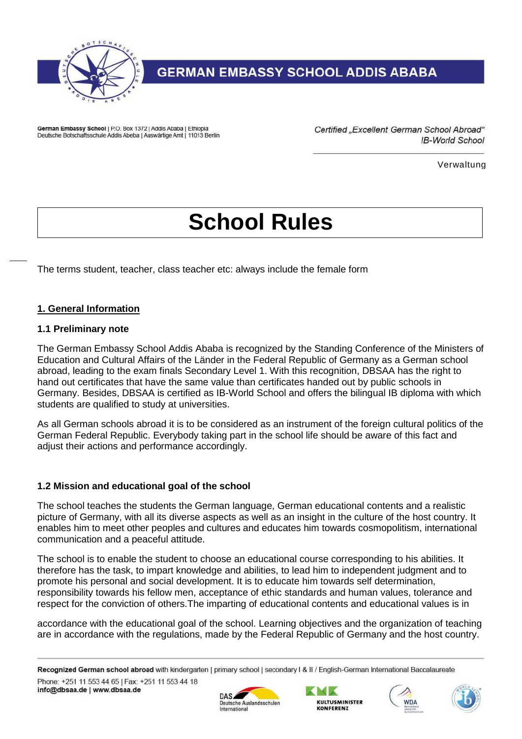GERMAN EMBASSY SCHOOL ADDIS ABABA

German Embassy School | P.O. Box 1372 | Addis Ababa | Ethiopia
Deutsche Botschaftsschule Addis Abeba | Auswärtige Amt | 11013 Berlin

*Certified „Excellent German School Abroad"*
*IB-World School*

Verwaltung

# School Rules

The terms student, teacher, class teacher etc: always include the female form

## 1. General Information

### 1.1 Preliminary note

The German Embassy School Addis Ababa is recognized by the Standing Conference of the Ministers of Education and Cultural Affairs of the Länder in the Federal Republic of Germany as a German school abroad, leading to the exam finals Secondary Level 1. With this recognition, DBSAA has the right to hand out certificates that have the same value than certificates handed out by public schools in Germany. Besides, DBSAA is certified as IB-World School and offers the bilingual IB diploma with which students are qualified to study at universities.

As all German schools abroad it is to be considered as an instrument of the foreign cultural politics of the German Federal Republic. Everybody taking part in the school life should be aware of this fact and adjust their actions and performance accordingly.

### 1.2 Mission and educational goal of the school

The school teaches the students the German language, German educational contents and a realistic picture of Germany, with all its diverse aspects as well as an insight in the culture of the host country. It enables him to meet other peoples and cultures and educates him towards cosmopolitism, international communication and a peaceful attitude.

The school is to enable the student to choose an educational course corresponding to his abilities. It therefore has the task, to impart knowledge and abilities, to lead him to independent judgment and to promote his personal and social development. It is to educate him towards self determination, responsibility towards his fellow men, acceptance of ethic standards and human values, tolerance and respect for the conviction of others.The imparting of educational contents and educational values is in accordance with the educational goal of the school. Learning objectives and the organization of teaching are in accordance with the regulations, made by the Federal Republic of Germany and the host country.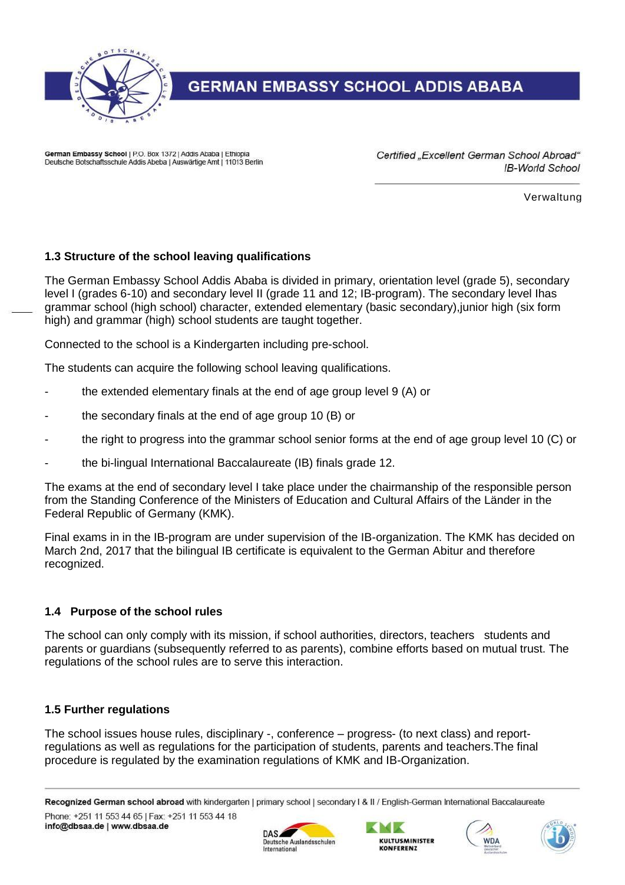### 1.3 Structure of the school leaving qualifications

The German Embassy School Addis Ababa is divided in primary, orientation level (grade 5), secondary level I (grades 6-10) and secondary level II (grade 11 and 12; IB-program). The secondary level Ihas grammar school (high school) character, extended elementary (basic secondary),junior high (six form high) and grammar (high) school students are taught together.

Connected to the school is a Kindergarten including pre-school.

The students can acquire the following school leaving qualifications.

- the extended elementary finals at the end of age group level 9 (A) or
- the secondary finals at the end of age group 10 (B) or
- the right to progress into the grammar school senior forms at the end of age group level 10 (C) or
- the bi-lingual International Baccalaureate (IB) finals grade 12.

The exams at the end of secondary level I take place under the chairmanship of the responsible person from the Standing Conference of the Ministers of Education and Cultural Affairs of the Länder in the Federal Republic of Germany (KMK).

Final exams in in the IB-program are under supervision of the IB-organization. The KMK has decided on March 2nd, 2017 that the bilingual IB certificate is equivalent to the German Abitur and therefore recognized.

### 1.4 Purpose of the school rules

The school can only comply with its mission, if school authorities, directors, teachers students and parents or guardians (subsequently referred to as parents), combine efforts based on mutual trust. The regulations of the school rules are to serve this interaction.

### 1.5 Further regulations

The school issues house rules, disciplinary -, conference – progress- (to next class) and report-regulations as well as regulations for the participation of students, parents and teachers.The final procedure is regulated by the examination regulations of KMK and IB-Organization.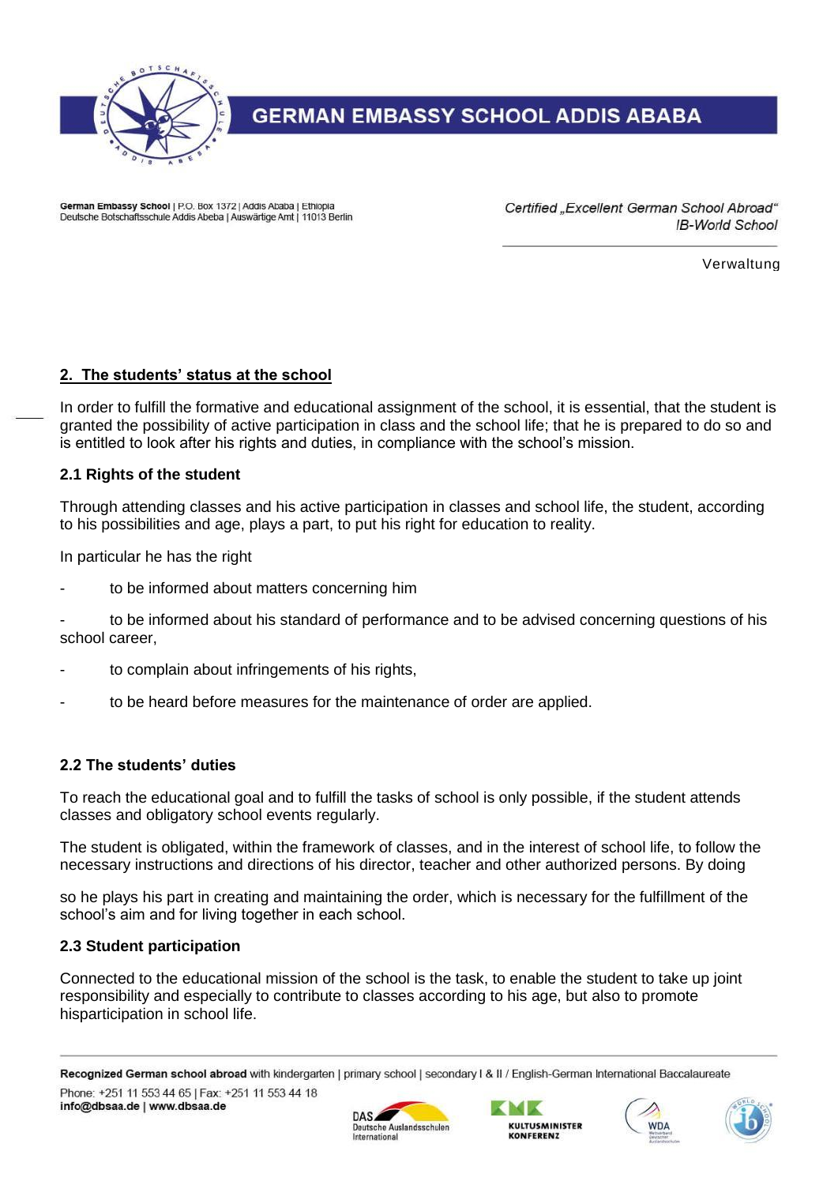## 2. The students' status at the school

In order to fulfill the formative and educational assignment of the school, it is essential, that the student is granted the possibility of active participation in class and the school life; that he is prepared to do so and is entitled to look after his rights and duties, in compliance with the school's mission.

### 2.1 Rights of the student

Through attending classes and his active participation in classes and school life, the student, according to his possibilities and age, plays a part, to put his right for education to reality.

In particular he has the right

- to be informed about matters concerning him
- to be informed about his standard of performance and to be advised concerning questions of his school career,
- to complain about infringements of his rights,
- to be heard before measures for the maintenance of order are applied.

### 2.2 The students' duties

To reach the educational goal and to fulfill the tasks of school is only possible, if the student attends classes and obligatory school events regularly.

The student is obligated, within the framework of classes, and in the interest of school life, to follow the necessary instructions and directions of his director, teacher and other authorized persons. By doing so he plays his part in creating and maintaining the order, which is necessary for the fulfillment of the school's aim and for living together in each school.

### 2.3 Student participation

Connected to the educational mission of the school is the task, to enable the student to take up joint responsibility and especially to contribute to classes according to his age, but also to promote hisparticipation in school life.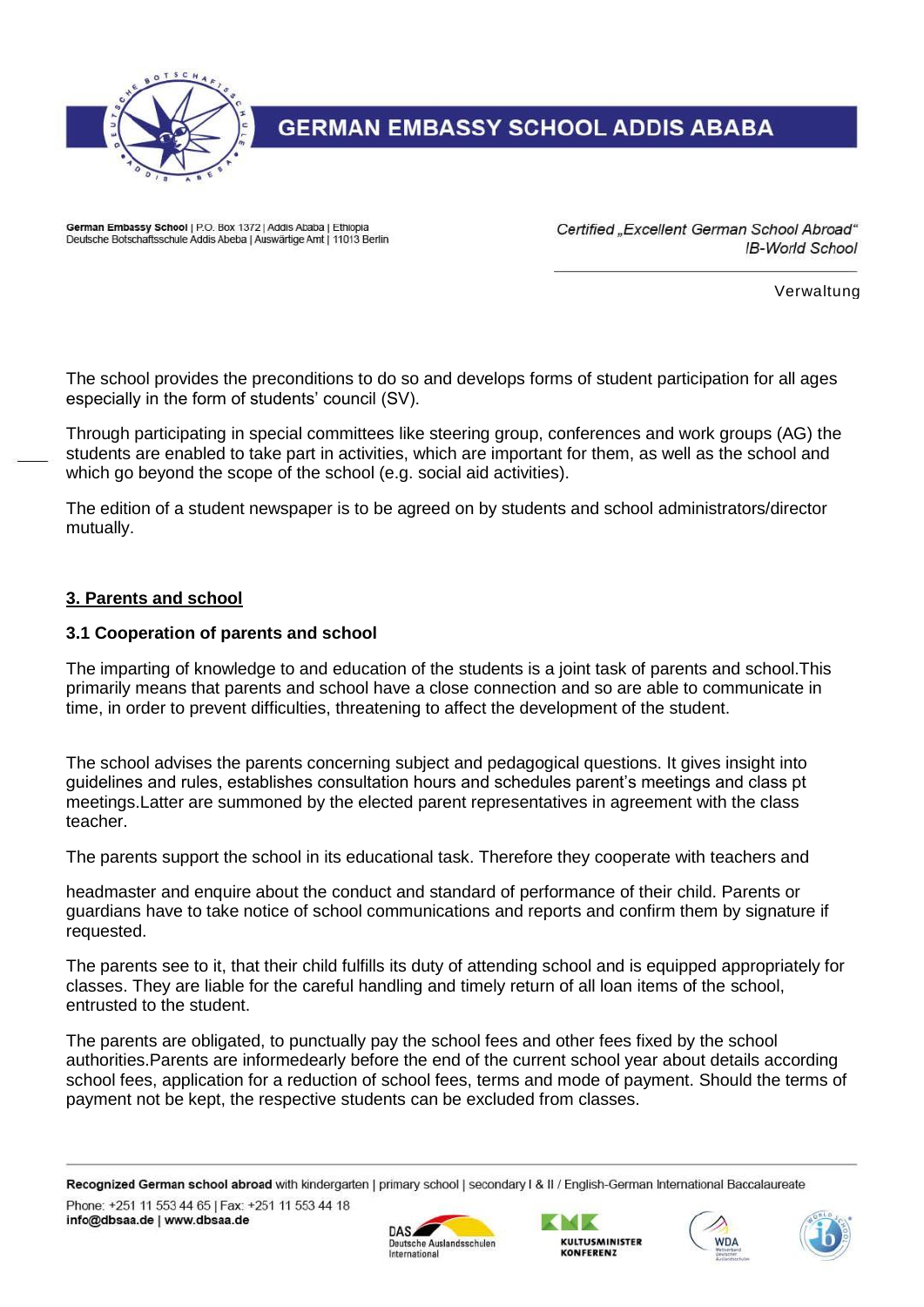The school provides the preconditions to do so and develops forms of student participation for all ages especially in the form of students' council (SV).

Through participating in special committees like steering group, conferences and work groups (AG) the students are enabled to take part in activities, which are important for them, as well as the school and which go beyond the scope of the school (e.g. social aid activities).

The edition of a student newspaper is to be agreed on by students and school administrators/director mutually.

## 3. Parents and school

### 3.1 Cooperation of parents and school

The imparting of knowledge to and education of the students is a joint task of parents and school.This primarily means that parents and school have a close connection and so are able to communicate in time, in order to prevent difficulties, threatening to affect the development of the student.

The school advises the parents concerning subject and pedagogical questions. It gives insight into guidelines and rules, establishes consultation hours and schedules parent's meetings and class pt meetings.Latter are summoned by the elected parent representatives in agreement with the class teacher.

The parents support the school in its educational task. Therefore they cooperate with teachers and headmaster and enquire about the conduct and standard of performance of their child. Parents or guardians have to take notice of school communications and reports and confirm them by signature if requested.

The parents see to it, that their child fulfills its duty of attending school and is equipped appropriately for classes. They are liable for the careful handling and timely return of all loan items of the school, entrusted to the student.

The parents are obligated, to punctually pay the school fees and other fees fixed by the school authorities.Parents are informedearly before the end of the current school year about details according school fees, application for a reduction of school fees, terms and mode of payment. Should the terms of payment not be kept, the respective students can be excluded from classes.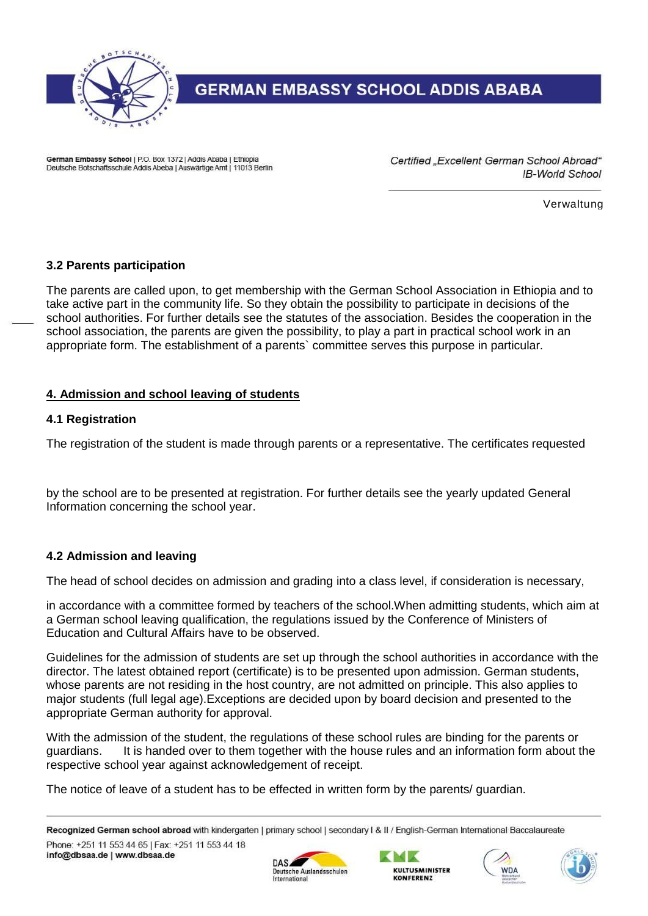### 3.2 Parents participation

The parents are called upon, to get membership with the German School Association in Ethiopia and to take active part in the community life. So they obtain the possibility to participate in decisions of the school authorities. For further details see the statutes of the association. Besides the cooperation in the school association, the parents are given the possibility, to play a part in practical school work in an appropriate form. The establishment of a parents` committee serves this purpose in particular.

## 4. Admission and school leaving of students

### 4.1 Registration

The registration of the student is made through parents or a representative. The certificates requested by the school are to be presented at registration. For further details see the yearly updated General Information concerning the school year.

### 4.2 Admission and leaving

The head of school decides on admission and grading into a class level, if consideration is necessary, in accordance with a committee formed by teachers of the school.When admitting students, which aim at a German school leaving qualification, the regulations issued by the Conference of Ministers of Education and Cultural Affairs have to be observed.

Guidelines for the admission of students are set up through the school authorities in accordance with the director. The latest obtained report (certificate) is to be presented upon admission. German students, whose parents are not residing in the host country, are not admitted on principle. This also applies to major students (full legal age).Exceptions are decided upon by board decision and presented to the appropriate German authority for approval.

With the admission of the student, the regulations of these school rules are binding for the parents or guardians. It is handed over to them together with the house rules and an information form about the respective school year against acknowledgement of receipt.

The notice of leave of a student has to be effected in written form by the parents/ guardian.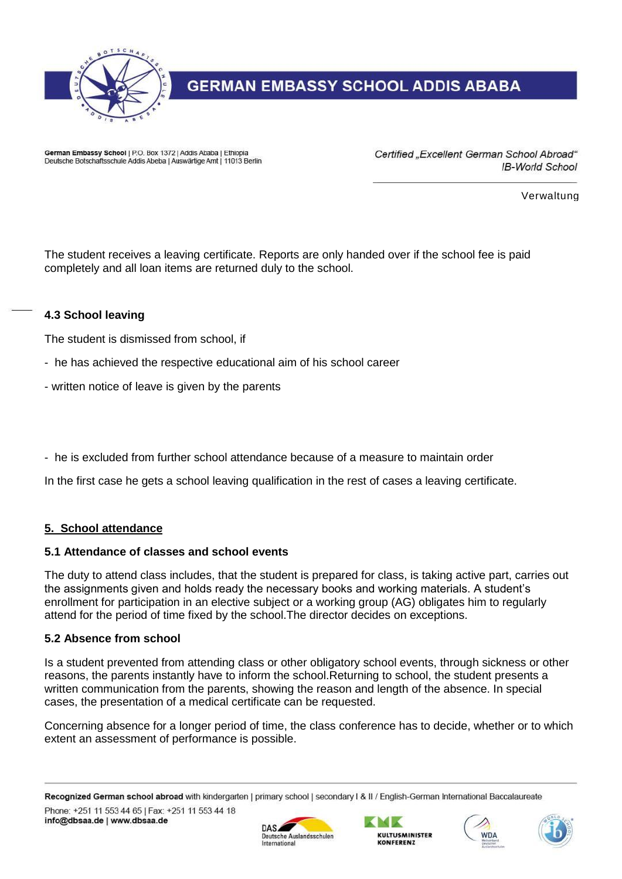The student receives a leaving certificate. Reports are only handed over if the school fee is paid completely and all loan items are returned duly to the school.

### 4.3 School leaving

The student is dismissed from school, if

- he has achieved the respective educational aim of his school career
- written notice of leave is given by the parents
- he is excluded from further school attendance because of a measure to maintain order

In the first case he gets a school leaving qualification in the rest of cases a leaving certificate.

## 5. School attendance

### 5.1 Attendance of classes and school events

The duty to attend class includes, that the student is prepared for class, is taking active part, carries out the assignments given and holds ready the necessary books and working materials. A student's enrollment for participation in an elective subject or a working group (AG) obligates him to regularly attend for the period of time fixed by the school.The director decides on exceptions.

### 5.2 Absence from school

Is a student prevented from attending class or other obligatory school events, through sickness or other reasons, the parents instantly have to inform the school.Returning to school, the student presents a written communication from the parents, showing the reason and length of the absence. In special cases, the presentation of a medical certificate can be requested.

Concerning absence for a longer period of time, the class conference has to decide, whether or to which extent an assessment of performance is possible.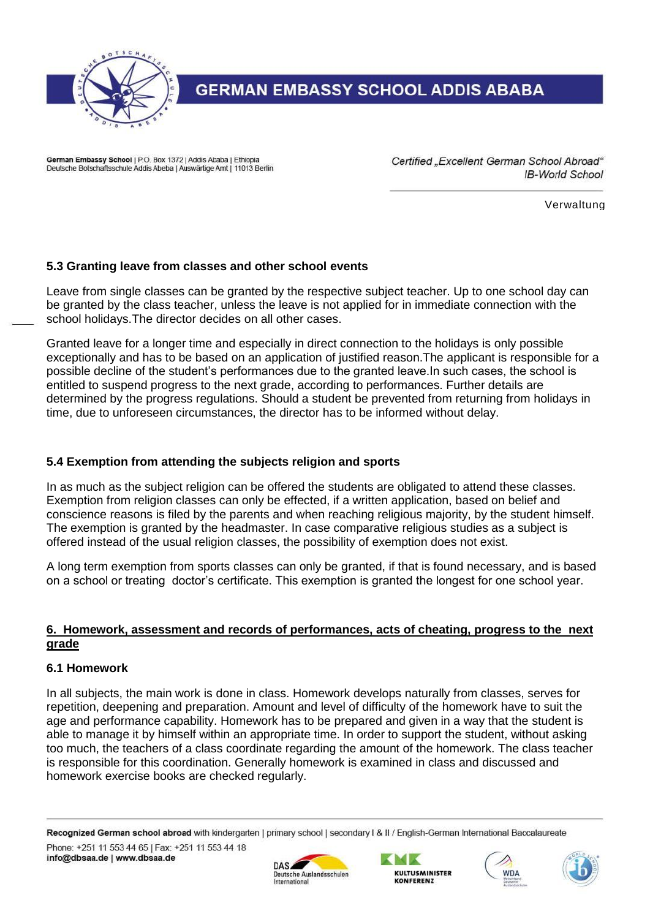### 5.3 Granting leave from classes and other school events

Leave from single classes can be granted by the respective subject teacher. Up to one school day can be granted by the class teacher, unless the leave is not applied for in immediate connection with the school holidays.The director decides on all other cases.

Granted leave for a longer time and especially in direct connection to the holidays is only possible exceptionally and has to be based on an application of justified reason.The applicant is responsible for a possible decline of the student's performances due to the granted leave.In such cases, the school is entitled to suspend progress to the next grade, according to performances. Further details are determined by the progress regulations. Should a student be prevented from returning from holidays in time, due to unforeseen circumstances, the director has to be informed without delay.

### 5.4 Exemption from attending the subjects religion and sports

In as much as the subject religion can be offered the students are obligated to attend these classes. Exemption from religion classes can only be effected, if a written application, based on belief and conscience reasons is filed by the parents and when reaching religious majority, by the student himself. The exemption is granted by the headmaster. In case comparative religious studies as a subject is offered instead of the usual religion classes, the possibility of exemption does not exist.

A long term exemption from sports classes can only be granted, if that is found necessary, and is based on a school or treating doctor's certificate. This exemption is granted the longest for one school year.

## 6. Homework, assessment and records of performances, acts of cheating, progress to the next grade

### 6.1 Homework

In all subjects, the main work is done in class. Homework develops naturally from classes, serves for repetition, deepening and preparation. Amount and level of difficulty of the homework have to suit the age and performance capability. Homework has to be prepared and given in a way that the student is able to manage it by himself within an appropriate time. In order to support the student, without asking too much, the teachers of a class coordinate regarding the amount of the homework. The class teacher is responsible for this coordination. Generally homework is examined in class and discussed and homework exercise books are checked regularly.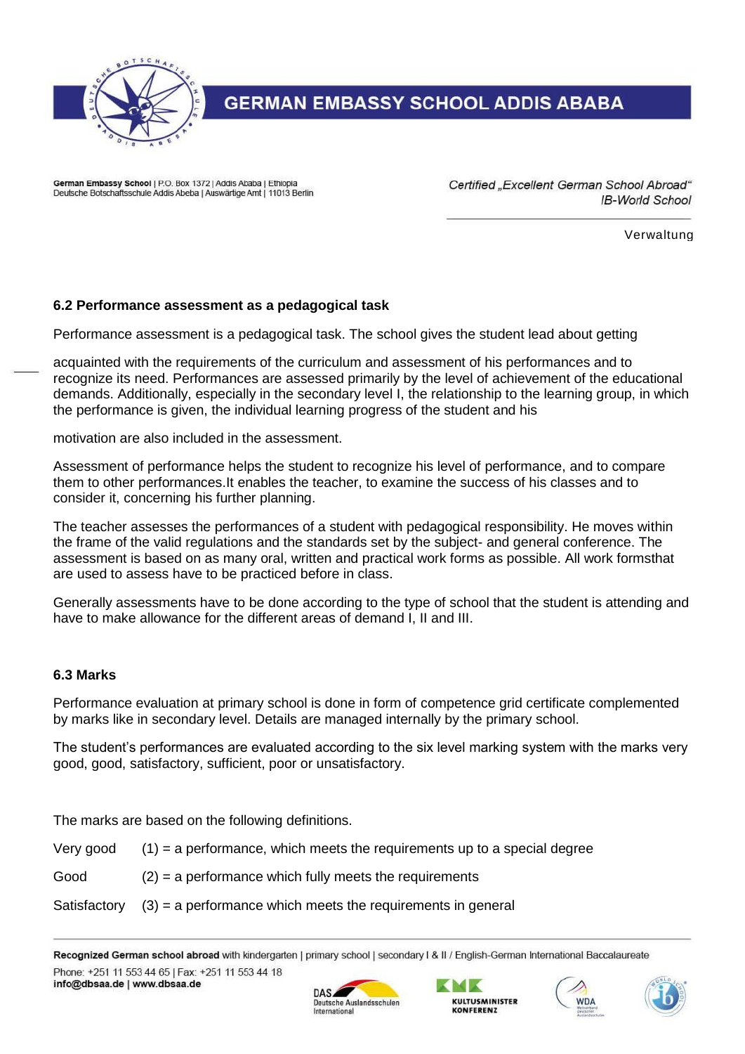### 6.2 Performance assessment as a pedagogical task

Performance assessment is a pedagogical task. The school gives the student lead about getting

acquainted with the requirements of the curriculum and assessment of his performances and to recognize its need. Performances are assessed primarily by the level of achievement of the educational demands. Additionally, especially in the secondary level I, the relationship to the learning group, in which the performance is given, the individual learning progress of the student and his

motivation are also included in the assessment.

Assessment of performance helps the student to recognize his level of performance, and to compare them to other performances.It enables the teacher, to examine the success of his classes and to consider it, concerning his further planning.

The teacher assesses the performances of a student with pedagogical responsibility. He moves within the frame of the valid regulations and the standards set by the subject- and general conference. The assessment is based on as many oral, written and practical work forms as possible. All work formsthat are used to assess have to be practiced before in class.

Generally assessments have to be done according to the type of school that the student is attending and have to make allowance for the different areas of demand I, II and III.

### 6.3 Marks

Performance evaluation at primary school is done in form of competence grid certificate complemented by marks like in secondary level. Details are managed internally by the primary school.

The student's performances are evaluated according to the six level marking system with the marks very good, good, satisfactory, sufficient, poor or unsatisfactory.

The marks are based on the following definitions.

Very good (1) = a performance, which meets the requirements up to a special degree

Good (2) = a performance which fully meets the requirements

Satisfactory (3) = a performance which meets the requirements in general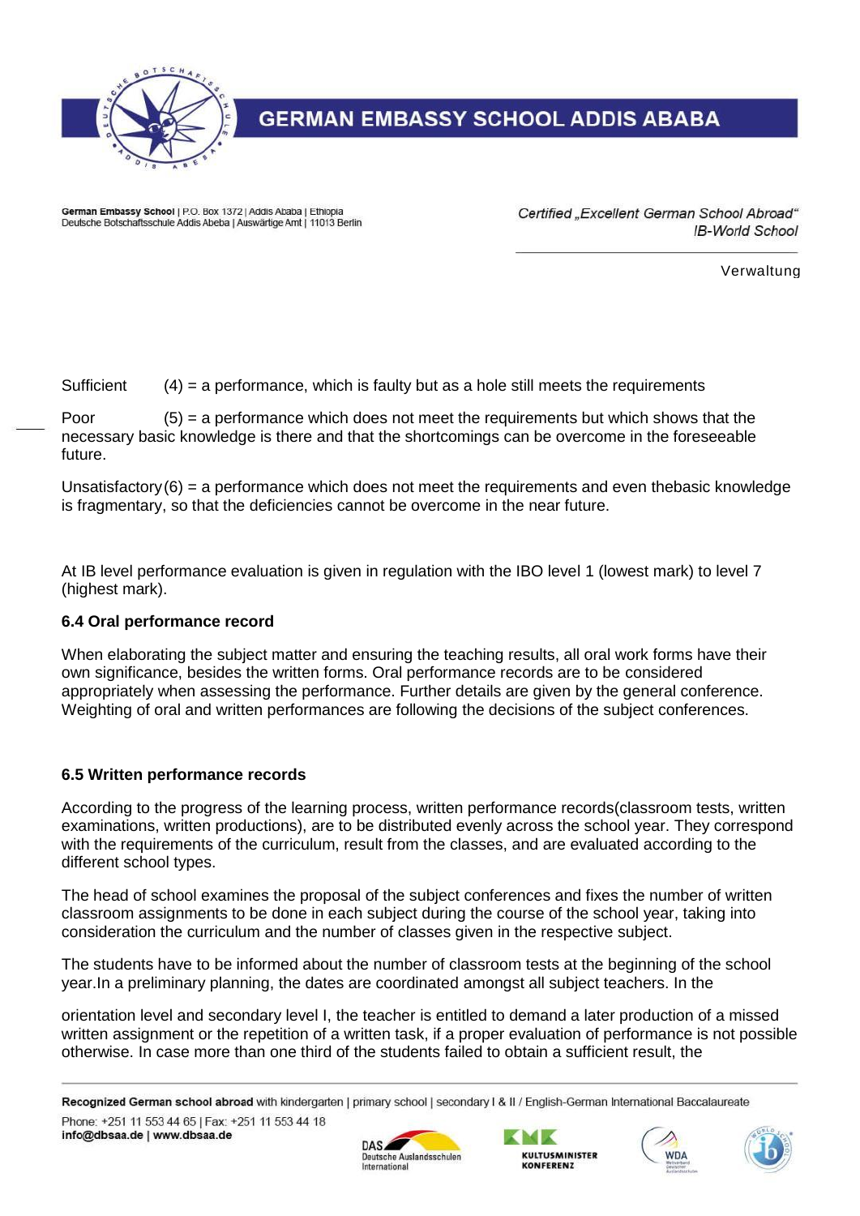Sufficient (4) = a performance, which is faulty but as a hole still meets the requirements

Poor (5) = a performance which does not meet the requirements but which shows that the necessary basic knowledge is there and that the shortcomings can be overcome in the foreseeable future.

Unsatisfactory (6) = a performance which does not meet the requirements and even thebasic knowledge is fragmentary, so that the deficiencies cannot be overcome in the near future.

At IB level performance evaluation is given in regulation with the IBO level 1 (lowest mark) to level 7 (highest mark).

**6.4 Oral performance record**

When elaborating the subject matter and ensuring the teaching results, all oral work forms have their own significance, besides the written forms. Oral performance records are to be considered appropriately when assessing the performance. Further details are given by the general conference. Weighting of oral and written performances are following the decisions of the subject conferences.

**6.5 Written performance records**

According to the progress of the learning process, written performance records(classroom tests, written examinations, written productions), are to be distributed evenly across the school year. They correspond with the requirements of the curriculum, result from the classes, and are evaluated according to the different school types.

The head of school examines the proposal of the subject conferences and fixes the number of written classroom assignments to be done in each subject during the course of the school year, taking into consideration the curriculum and the number of classes given in the respective subject.

The students have to be informed about the number of classroom tests at the beginning of the school year.In a preliminary planning, the dates are coordinated amongst all subject teachers. In the

orientation level and secondary level I, the teacher is entitled to demand a later production of a missed written assignment or the repetition of a written task, if a proper evaluation of performance is not possible otherwise. In case more than one third of the students failed to obtain a sufficient result, the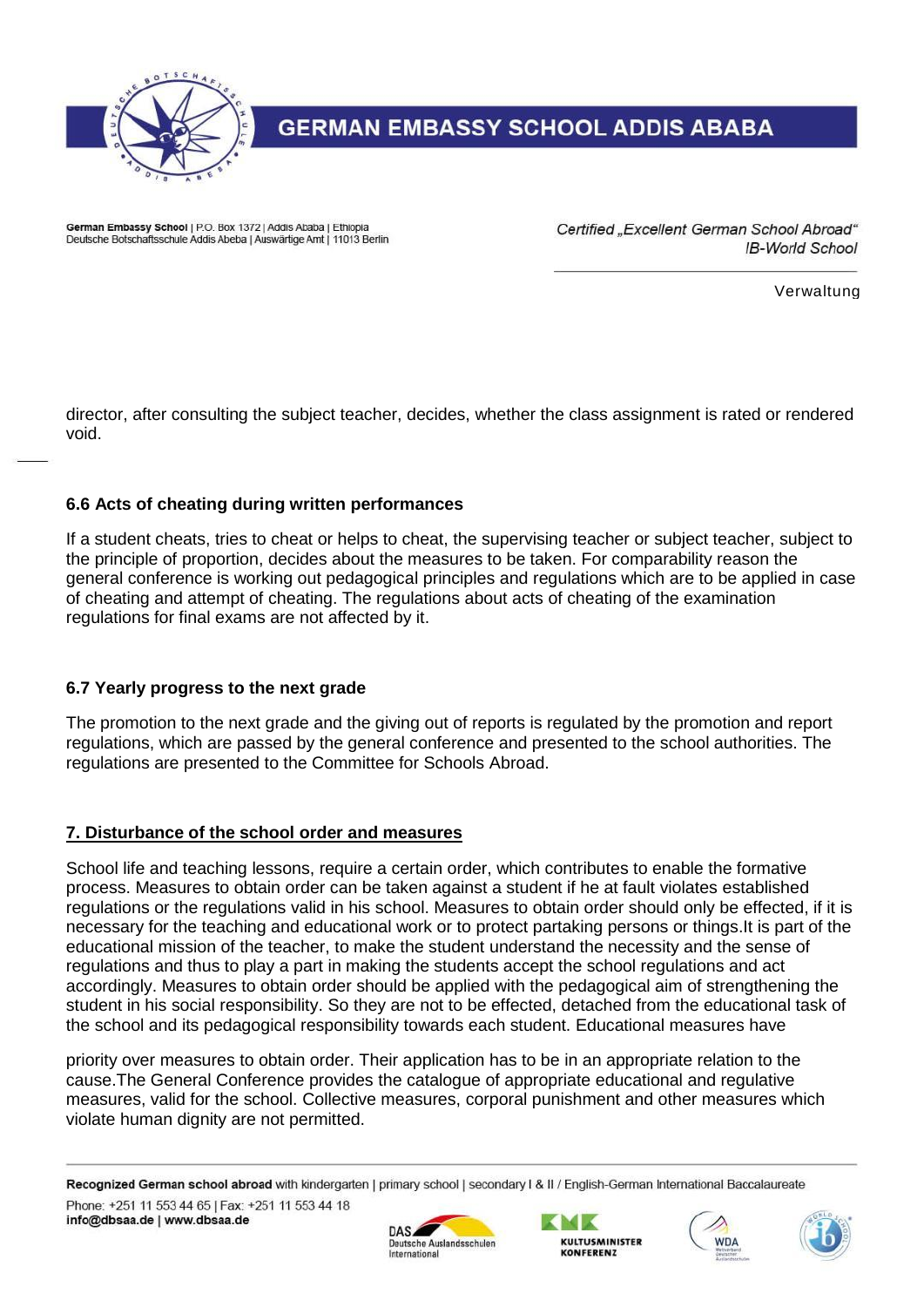director, after consulting the subject teacher, decides, whether the class assignment is rated or rendered void.

### 6.6 Acts of cheating during written performances

If a student cheats, tries to cheat or helps to cheat, the supervising teacher or subject teacher, subject to the principle of proportion, decides about the measures to be taken. For comparability reason the general conference is working out pedagogical principles and regulations which are to be applied in case of cheating and attempt of cheating. The regulations about acts of cheating of the examination regulations for final exams are not affected by it.

### 6.7 Yearly progress to the next grade

The promotion to the next grade and the giving out of reports is regulated by the promotion and report regulations, which are passed by the general conference and presented to the school authorities. The regulations are presented to the Committee for Schools Abroad.

## 7. Disturbance of the school order and measures

School life and teaching lessons, require a certain order, which contributes to enable the formative process. Measures to obtain order can be taken against a student if he at fault violates established regulations or the regulations valid in his school. Measures to obtain order should only be effected, if it is necessary for the teaching and educational work or to protect partaking persons or things.It is part of the educational mission of the teacher, to make the student understand the necessity and the sense of regulations and thus to play a part in making the students accept the school regulations and act accordingly. Measures to obtain order should be applied with the pedagogical aim of strengthening the student in his social responsibility. So they are not to be effected, detached from the educational task of the school and its pedagogical responsibility towards each student. Educational measures have priority over measures to obtain order. Their application has to be in an appropriate relation to the cause.The General Conference provides the catalogue of appropriate educational and regulative measures, valid for the school. Collective measures, corporal punishment and other measures which violate human dignity are not permitted.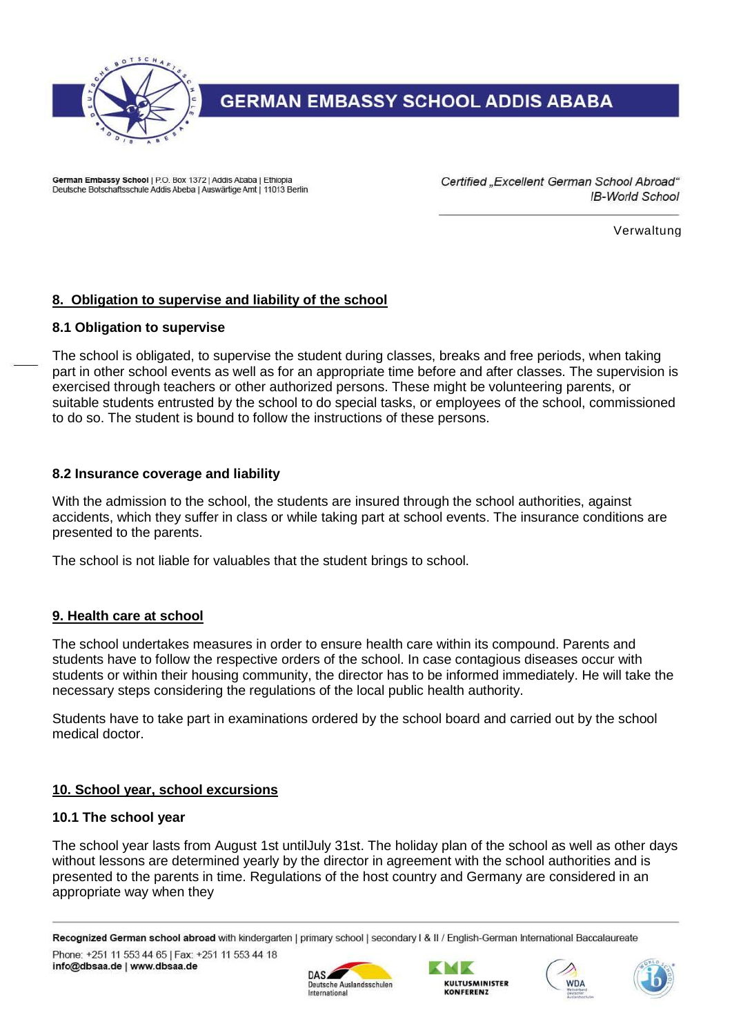## 8. Obligation to supervise and liability of the school

### 8.1 Obligation to supervise

The school is obligated, to supervise the student during classes, breaks and free periods, when taking part in other school events as well as for an appropriate time before and after classes. The supervision is exercised through teachers or other authorized persons. These might be volunteering parents, or suitable students entrusted by the school to do special tasks, or employees of the school, commissioned to do so. The student is bound to follow the instructions of these persons.

### 8.2 Insurance coverage and liability

With the admission to the school, the students are insured through the school authorities, against accidents, which they suffer in class or while taking part at school events. The insurance conditions are presented to the parents.

The school is not liable for valuables that the student brings to school.

## 9. Health care at school

The school undertakes measures in order to ensure health care within its compound. Parents and students have to follow the respective orders of the school. In case contagious diseases occur with students or within their housing community, the director has to be informed immediately. He will take the necessary steps considering the regulations of the local public health authority.

Students have to take part in examinations ordered by the school board and carried out by the school medical doctor.

## 10. School year, school excursions

### 10.1 The school year

The school year lasts from August 1st untilJuly 31st. The holiday plan of the school as well as other days without lessons are determined yearly by the director in agreement with the school authorities and is presented to the parents in time. Regulations of the host country and Germany are considered in an appropriate way when they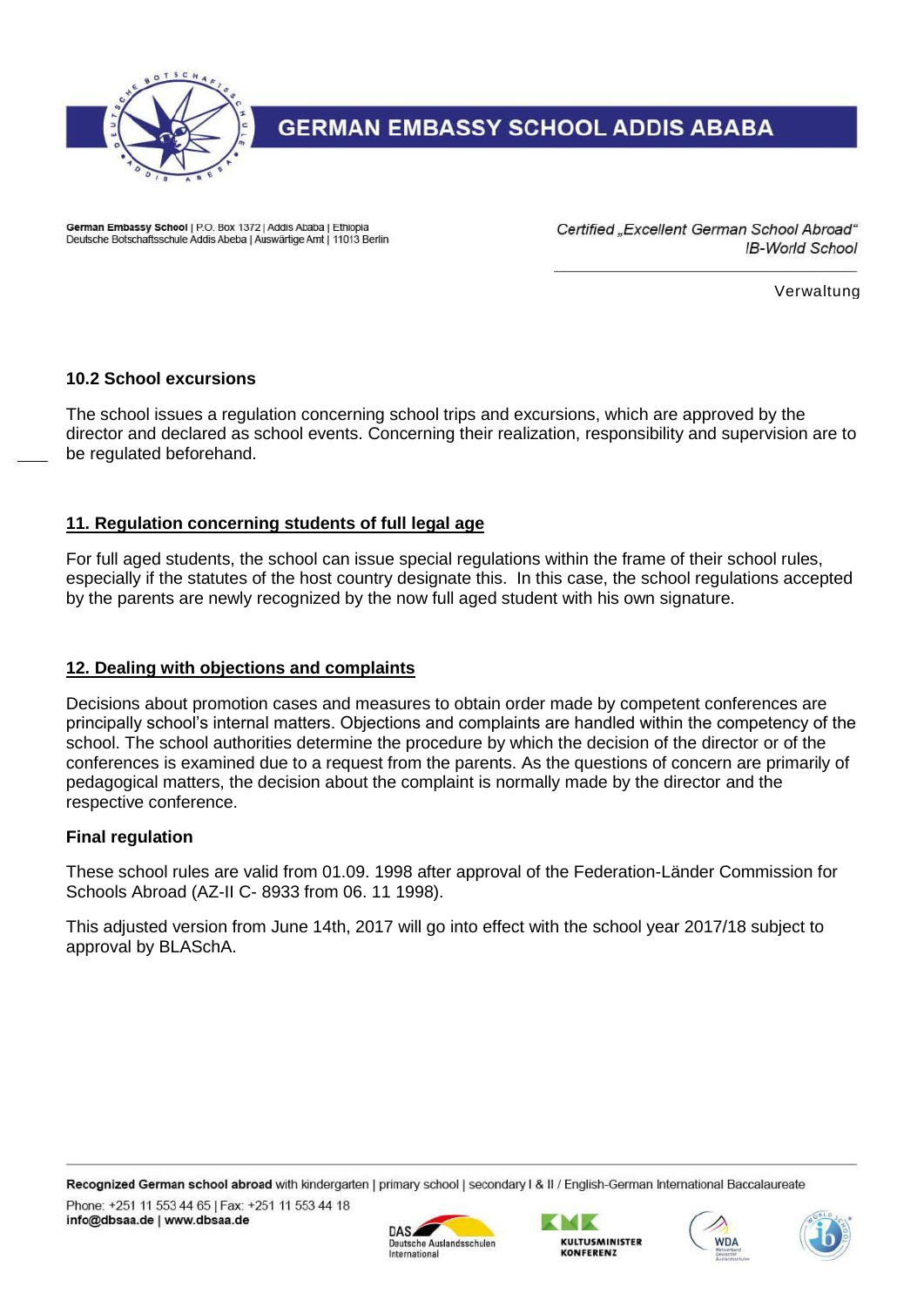### 10.2 School excursions

The school issues a regulation concerning school trips and excursions, which are approved by the director and declared as school events. Concerning their realization, responsibility and supervision are to be regulated beforehand.

## 11. Regulation concerning students of full legal age

For full aged students, the school can issue special regulations within the frame of their school rules, especially if the statutes of the host country designate this. In this case, the school regulations accepted by the parents are newly recognized by the now full aged student with his own signature.

## 12. Dealing with objections and complaints

Decisions about promotion cases and measures to obtain order made by competent conferences are principally school's internal matters. Objections and complaints are handled within the competency of the school. The school authorities determine the procedure by which the decision of the director or of the conferences is examined due to a request from the parents. As the questions of concern are primarily of pedagogical matters, the decision about the complaint is normally made by the director and the respective conference.

### Final regulation

These school rules are valid from 01.09. 1998 after approval of the Federation-Länder Commission for Schools Abroad (AZ-II C- 8933 from 06. 11 1998).

This adjusted version from June 14th, 2017 will go into effect with the school year 2017/18 subject to approval by BLASchA.